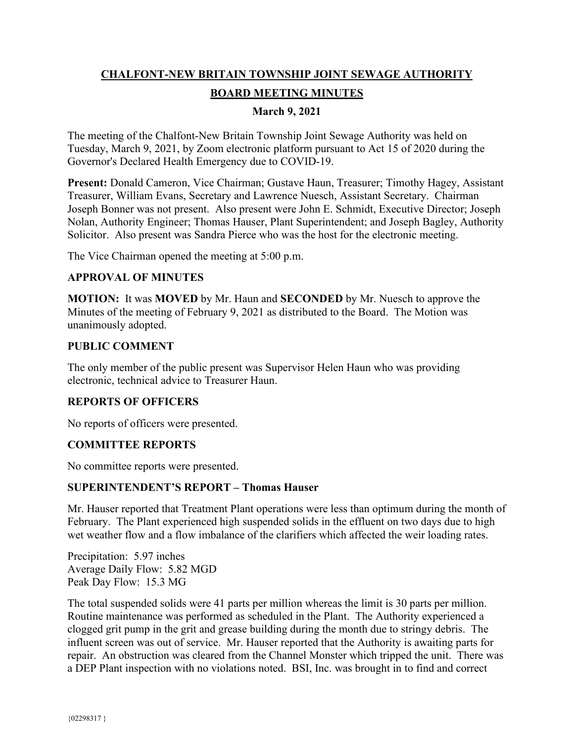# CHALFONT-NEW BRITAIN TOWNSHIP JOINT SEWAGE AUTHORITY

## BOARD MEETING MINUTES

### March 9, 2021

The meeting of the Chalfont-New Britain Township Joint Sewage Authority was held on Tuesday, March 9, 2021, by Zoom electronic platform pursuant to Act 15 of 2020 during the Governor's Declared Health Emergency due to COVID-19.

**Present:** Donald Cameron, Vice Chairman; Gustave Haun, Treasurer; Timothy Hagey, Assistant Treasurer, William Evans, Secretary and Lawrence Nuesch, Assistant Secretary. Chairman Joseph Bonner was not present. Also present were John E. Schmidt, Executive Director; Joseph Nolan, Authority Engineer; Thomas Hauser, Plant Superintendent; and Joseph Bagley, Authority Solicitor. Also present was Sandra Pierce who was the host for the electronic meeting.

The Vice Chairman opened the meeting at 5:00 p.m.

### APPROVAL OF MINUTES

**MOTION:** It was **MOVED** by Mr. Haun and **SECONDED** by Mr. Nuesch to approve the Minutes of the meeting of February 9, 2021 as distributed to the Board. The Motion was unanimously adopted.

### PUBLIC COMMENT

The only member of the public present was Supervisor Helen Haun who was providing electronic, technical advice to Treasurer Haun.

### REPORTS OF OFFICERS

No reports of officers were presented.

### COMMITTEE REPORTS

No committee reports were presented.

### SUPERINTENDENT'S REPORT – Thomas Hauser

Mr. Hauser reported that Treatment Plant operations were less than optimum during the month of February. The Plant experienced high suspended solids in the effluent on two days due to high wet weather flow and a flow imbalance of the clarifiers which affected the weir loading rates.

Precipitation: 5.97 inches
Average Daily Flow: 5.82 MGD
Peak Day Flow: 15.3 MG

The total suspended solids were 41 parts per million whereas the limit is 30 parts per million. Routine maintenance was performed as scheduled in the Plant. The Authority experienced a clogged grit pump in the grit and grease building during the month due to stringy debris. The influent screen was out of service. Mr. Hauser reported that the Authority is awaiting parts for repair. An obstruction was cleared from the Channel Monster which tripped the unit. There was a DEP Plant inspection with no violations noted. BSI, Inc. was brought in to find and correct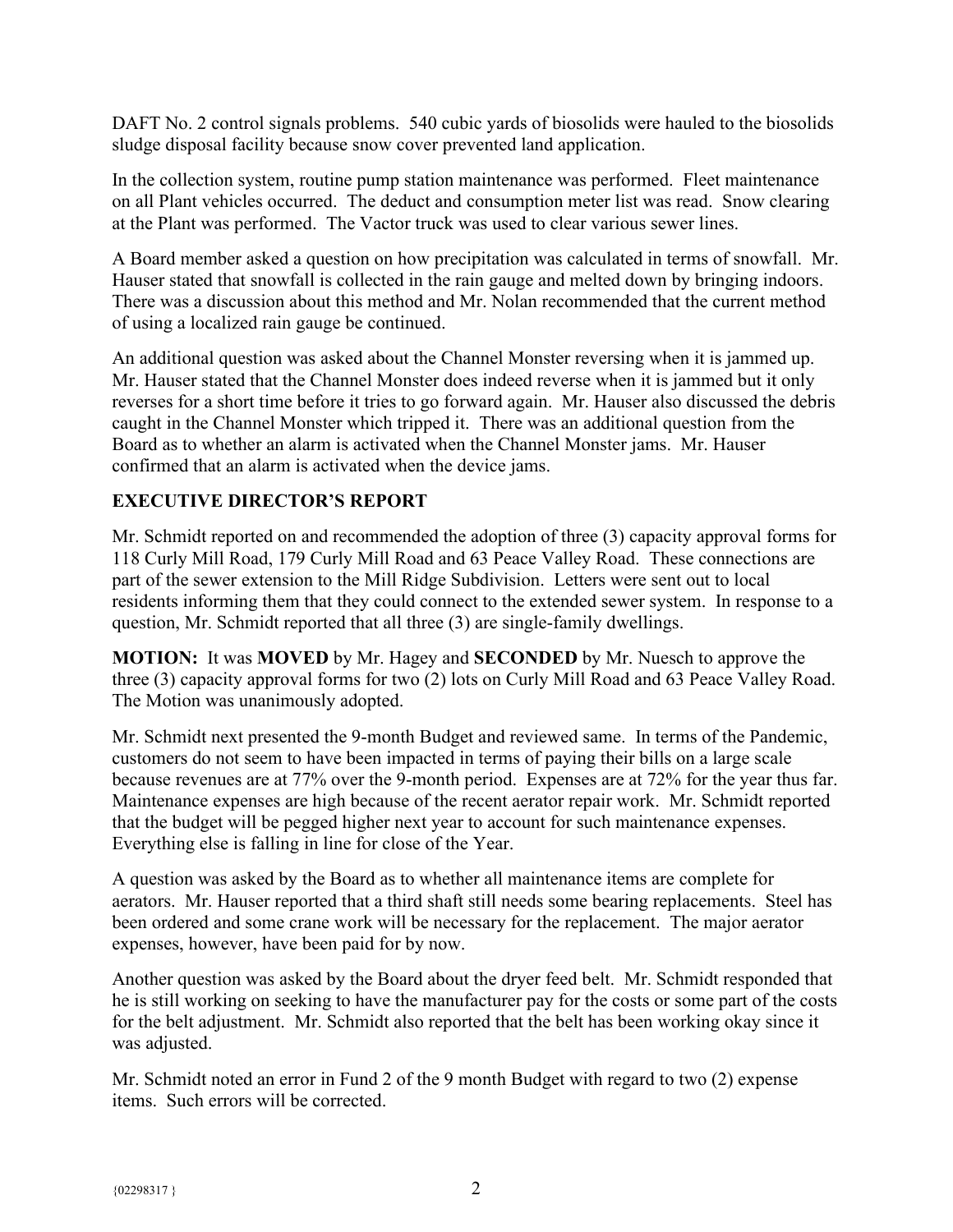DAFT No. 2 control signals problems. 540 cubic yards of biosolids were hauled to the biosolids sludge disposal facility because snow cover prevented land application.

In the collection system, routine pump station maintenance was performed. Fleet maintenance on all Plant vehicles occurred. The deduct and consumption meter list was read. Snow clearing at the Plant was performed. The Vactor truck was used to clear various sewer lines.

A Board member asked a question on how precipitation was calculated in terms of snowfall. Mr. Hauser stated that snowfall is collected in the rain gauge and melted down by bringing indoors. There was a discussion about this method and Mr. Nolan recommended that the current method of using a localized rain gauge be continued.

An additional question was asked about the Channel Monster reversing when it is jammed up. Mr. Hauser stated that the Channel Monster does indeed reverse when it is jammed but it only reverses for a short time before it tries to go forward again. Mr. Hauser also discussed the debris caught in the Channel Monster which tripped it. There was an additional question from the Board as to whether an alarm is activated when the Channel Monster jams. Mr. Hauser confirmed that an alarm is activated when the device jams.

## EXECUTIVE DIRECTOR'S REPORT

Mr. Schmidt reported on and recommended the adoption of three (3) capacity approval forms for 118 Curly Mill Road, 179 Curly Mill Road and 63 Peace Valley Road. These connections are part of the sewer extension to the Mill Ridge Subdivision. Letters were sent out to local residents informing them that they could connect to the extended sewer system. In response to a question, Mr. Schmidt reported that all three (3) are single-family dwellings.

**MOTION:** It was **MOVED** by Mr. Hagey and **SECONDED** by Mr. Nuesch to approve the three (3) capacity approval forms for two (2) lots on Curly Mill Road and 63 Peace Valley Road. The Motion was unanimously adopted.

Mr. Schmidt next presented the 9-month Budget and reviewed same. In terms of the Pandemic, customers do not seem to have been impacted in terms of paying their bills on a large scale because revenues are at 77% over the 9-month period. Expenses are at 72% for the year thus far. Maintenance expenses are high because of the recent aerator repair work. Mr. Schmidt reported that the budget will be pegged higher next year to account for such maintenance expenses. Everything else is falling in line for close of the Year.

A question was asked by the Board as to whether all maintenance items are complete for aerators. Mr. Hauser reported that a third shaft still needs some bearing replacements. Steel has been ordered and some crane work will be necessary for the replacement. The major aerator expenses, however, have been paid for by now.

Another question was asked by the Board about the dryer feed belt. Mr. Schmidt responded that he is still working on seeking to have the manufacturer pay for the costs or some part of the costs for the belt adjustment. Mr. Schmidt also reported that the belt has been working okay since it was adjusted.

Mr. Schmidt noted an error in Fund 2 of the 9 month Budget with regard to two (2) expense items. Such errors will be corrected.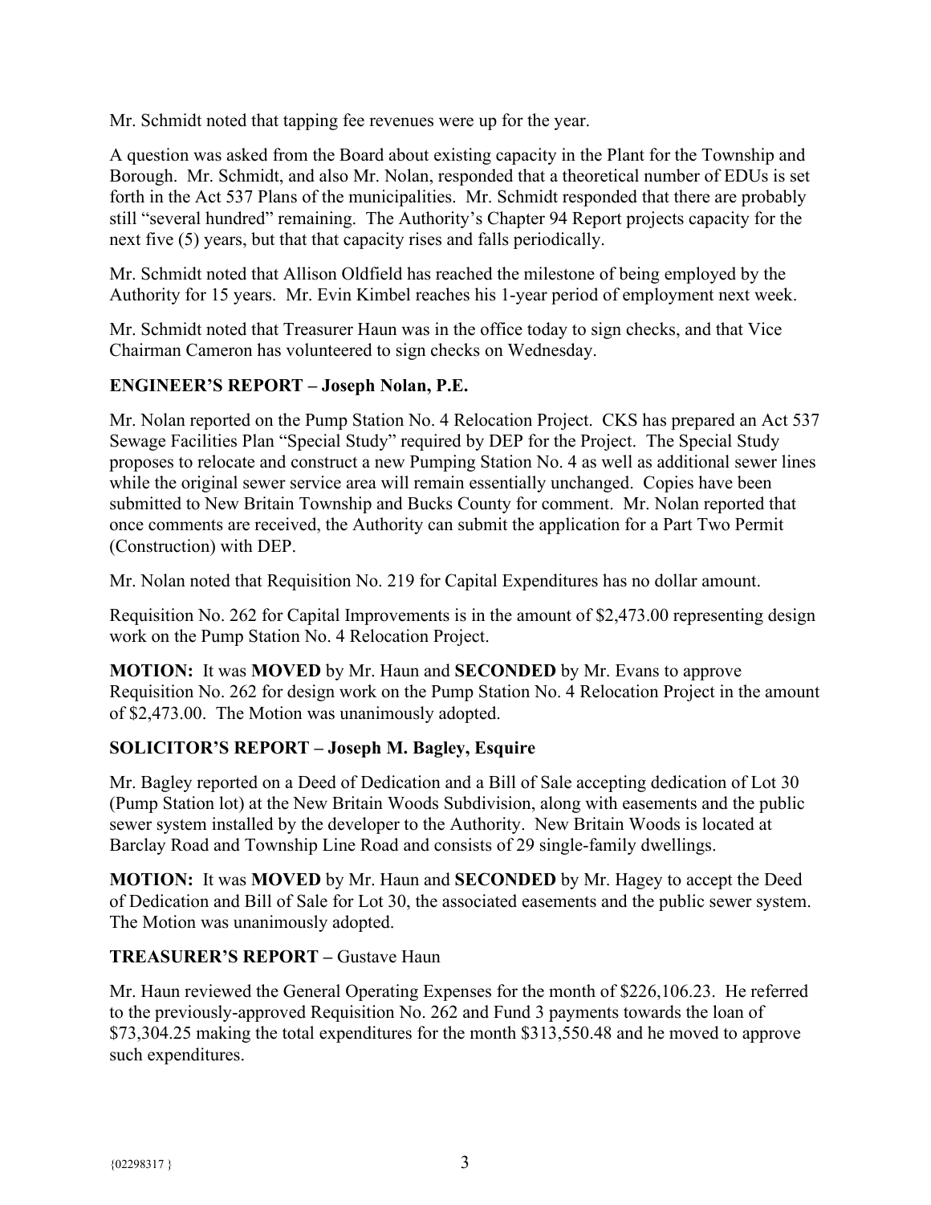Mr. Schmidt noted that tapping fee revenues were up for the year.

A question was asked from the Board about existing capacity in the Plant for the Township and Borough. Mr. Schmidt, and also Mr. Nolan, responded that a theoretical number of EDUs is set forth in the Act 537 Plans of the municipalities. Mr. Schmidt responded that there are probably still "several hundred" remaining. The Authority's Chapter 94 Report projects capacity for the next five (5) years, but that that capacity rises and falls periodically.

Mr. Schmidt noted that Allison Oldfield has reached the milestone of being employed by the Authority for 15 years. Mr. Evin Kimbel reaches his 1-year period of employment next week.

Mr. Schmidt noted that Treasurer Haun was in the office today to sign checks, and that Vice Chairman Cameron has volunteered to sign checks on Wednesday.

**ENGINEER'S REPORT – Joseph Nolan, P.E.**

Mr. Nolan reported on the Pump Station No. 4 Relocation Project. CKS has prepared an Act 537 Sewage Facilities Plan "Special Study" required by DEP for the Project. The Special Study proposes to relocate and construct a new Pumping Station No. 4 as well as additional sewer lines while the original sewer service area will remain essentially unchanged. Copies have been submitted to New Britain Township and Bucks County for comment. Mr. Nolan reported that once comments are received, the Authority can submit the application for a Part Two Permit (Construction) with DEP.

Mr. Nolan noted that Requisition No. 219 for Capital Expenditures has no dollar amount.

Requisition No. 262 for Capital Improvements is in the amount of $2,473.00 representing design work on the Pump Station No. 4 Relocation Project.

**MOTION:** It was **MOVED** by Mr. Haun and **SECONDED** by Mr. Evans to approve Requisition No. 262 for design work on the Pump Station No. 4 Relocation Project in the amount of $2,473.00. The Motion was unanimously adopted.

**SOLICITOR'S REPORT – Joseph M. Bagley, Esquire**

Mr. Bagley reported on a Deed of Dedication and a Bill of Sale accepting dedication of Lot 30 (Pump Station lot) at the New Britain Woods Subdivision, along with easements and the public sewer system installed by the developer to the Authority. New Britain Woods is located at Barclay Road and Township Line Road and consists of 29 single-family dwellings.

**MOTION:** It was **MOVED** by Mr. Haun and **SECONDED** by Mr. Hagey to accept the Deed of Dedication and Bill of Sale for Lot 30, the associated easements and the public sewer system. The Motion was unanimously adopted.

**TREASURER'S REPORT –** Gustave Haun

Mr. Haun reviewed the General Operating Expenses for the month of $226,106.23. He referred to the previously-approved Requisition No. 262 and Fund 3 payments towards the loan of $73,304.25 making the total expenditures for the month $313,550.48 and he moved to approve such expenditures.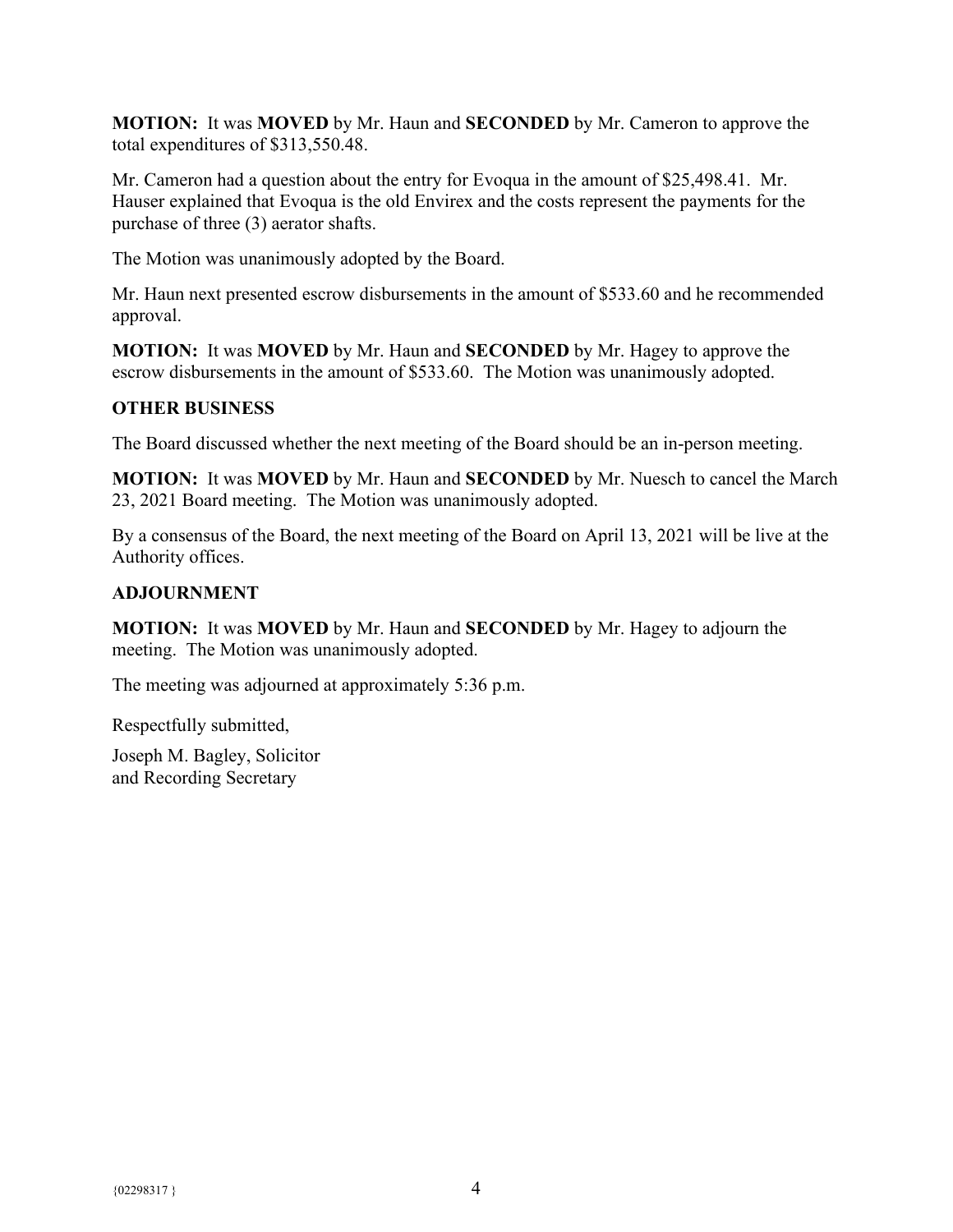**MOTION:** It was **MOVED** by Mr. Haun and **SECONDED** by Mr. Cameron to approve the total expenditures of $313,550.48.

Mr. Cameron had a question about the entry for Evoqua in the amount of $25,498.41. Mr. Hauser explained that Evoqua is the old Envirex and the costs represent the payments for the purchase of three (3) aerator shafts.

The Motion was unanimously adopted by the Board.

Mr. Haun next presented escrow disbursements in the amount of $533.60 and he recommended approval.

**MOTION:** It was **MOVED** by Mr. Haun and **SECONDED** by Mr. Hagey to approve the escrow disbursements in the amount of $533.60. The Motion was unanimously adopted.

## OTHER BUSINESS

The Board discussed whether the next meeting of the Board should be an in-person meeting.

**MOTION:** It was **MOVED** by Mr. Haun and **SECONDED** by Mr. Nuesch to cancel the March 23, 2021 Board meeting. The Motion was unanimously adopted.

By a consensus of the Board, the next meeting of the Board on April 13, 2021 will be live at the Authority offices.

## ADJOURNMENT

**MOTION:** It was **MOVED** by Mr. Haun and **SECONDED** by Mr. Hagey to adjourn the meeting. The Motion was unanimously adopted.

The meeting was adjourned at approximately 5:36 p.m.

Respectfully submitted,

Joseph M. Bagley, Solicitor
and Recording Secretary

{02298317 }